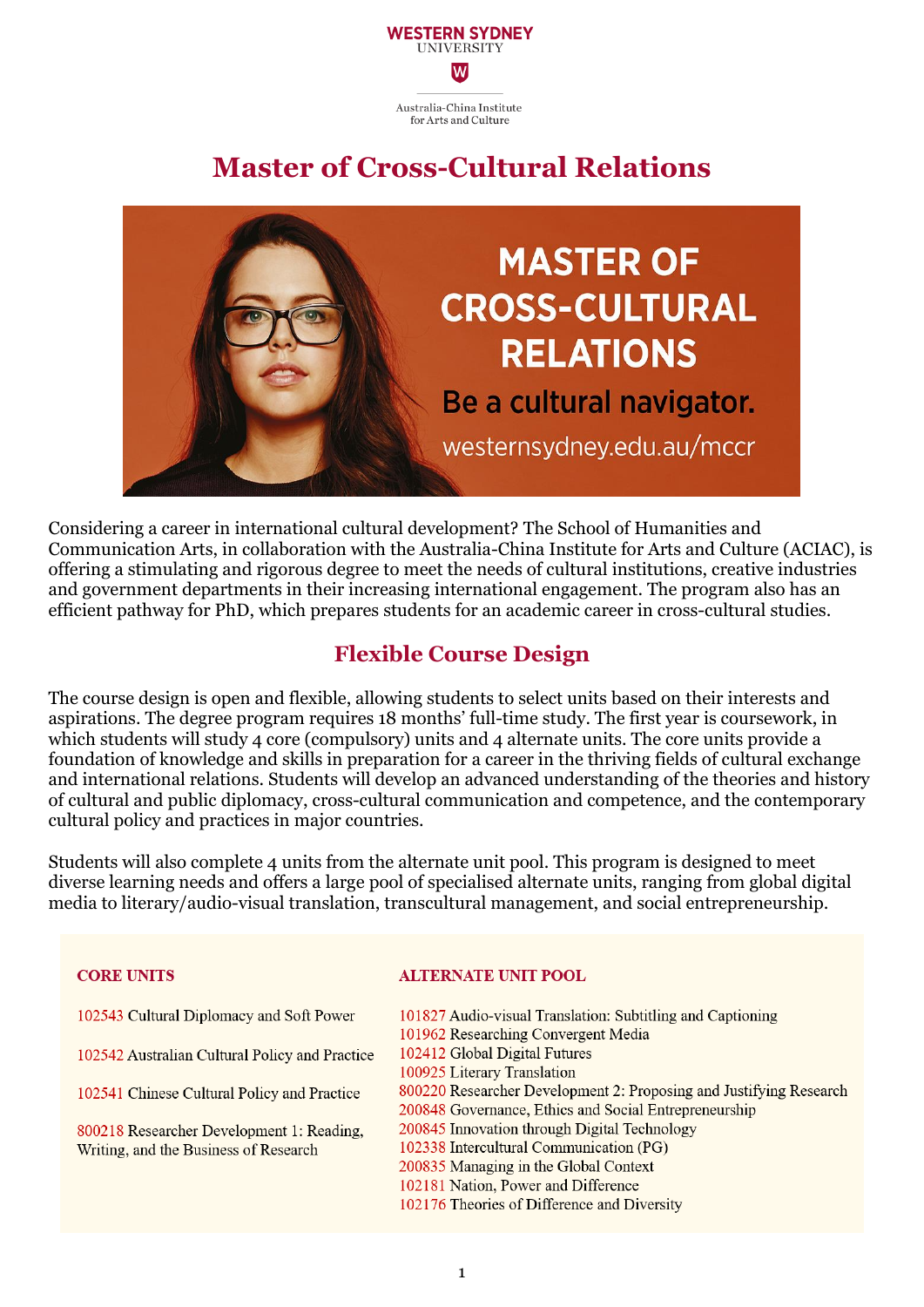WESTERN SYDNEY UNIVERSITY

Australia-China Institute for Arts and Culture

# Master of Cross-Cultural Relations

MASTER OF CROSS-CULTURAL RELATIONS

Be a cultural navigator.

westernsydney.edu.au/mccr

Considering a career in international cultural development? The School of Humanities and Communication Arts, in collaboration with the Australia-China Institute for Arts and Culture (ACIAC), is offering a stimulating and rigorous degree to meet the needs of cultural institutions, creative industries and government departments in their increasing international engagement. The program also has an efficient pathway for PhD, which prepares students for an academic career in cross-cultural studies.

## Flexible Course Design

The course design is open and flexible, allowing students to select units based on their interests and aspirations. The degree program requires 18 months' full-time study. The first year is coursework, in which students will study 4 core (compulsory) units and 4 alternate units. The core units provide a foundation of knowledge and skills in preparation for a career in the thriving fields of cultural exchange and international relations. Students will develop an advanced understanding of the theories and history of cultural and public diplomacy, cross-cultural communication and competence, and the contemporary cultural policy and practices in major countries.

Students will also complete 4 units from the alternate unit pool. This program is designed to meet diverse learning needs and offers a large pool of specialised alternate units, ranging from global digital media to literary/audio-visual translation, transcultural management, and social entrepreneurship.

### CORE UNITS

- 102543 Cultural Diplomacy and Soft Power
- 102542 Australian Cultural Policy and Practice
- 102541 Chinese Cultural Policy and Practice
- 800218 Researcher Development 1: Reading, Writing, and the Business of Research

### ALTERNATE UNIT POOL

- 101827 Audio-visual Translation: Subtitling and Captioning
- 101962 Researching Convergent Media
- 102412 Global Digital Futures
- 100925 Literary Translation
- 800220 Researcher Development 2: Proposing and Justifying Research
- 200848 Governance, Ethics and Social Entrepreneurship
- 200845 Innovation through Digital Technology
- 102338 Intercultural Communication (PG)
- 200835 Managing in the Global Context
- 102181 Nation, Power and Difference
- 102176 Theories of Difference and Diversity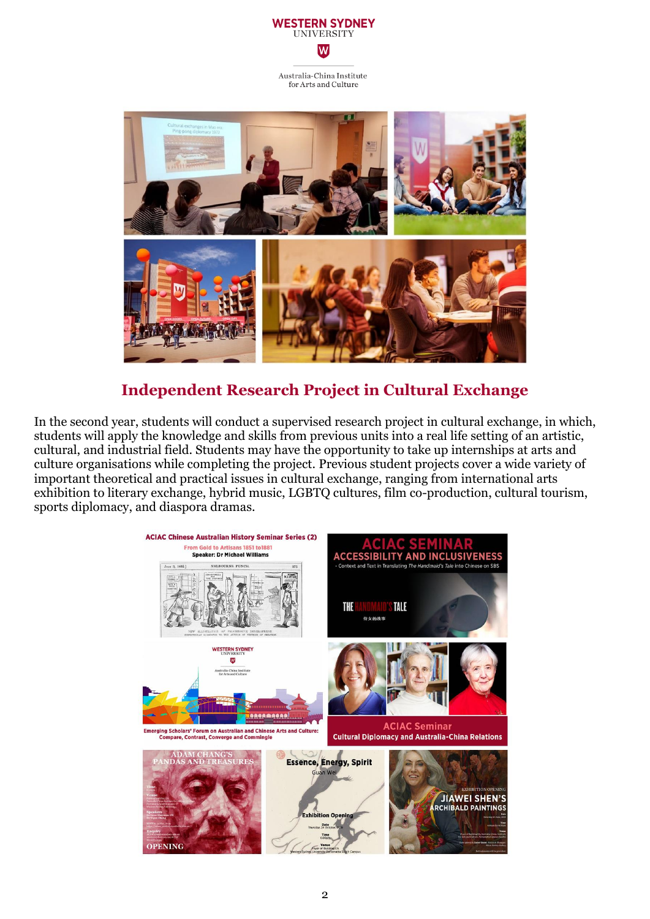WESTERN SYDNEY UNIVERSITY

Australia-China Institute for Arts and Culture

## Independent Research Project in Cultural Exchange

In the second year, students will conduct a supervised research project in cultural exchange, in which, students will apply the knowledge and skills from previous units into a real life setting of an artistic, cultural, and industrial field. Students may have the opportunity to take up internships at arts and culture organisations while completing the project. Previous student projects cover a wide variety of important theoretical and practical issues in cultural exchange, ranging from international arts exhibition to literary exchange, hybrid music, LGBTQ cultures, film co-production, cultural tourism, sports diplomacy, and diaspora dramas.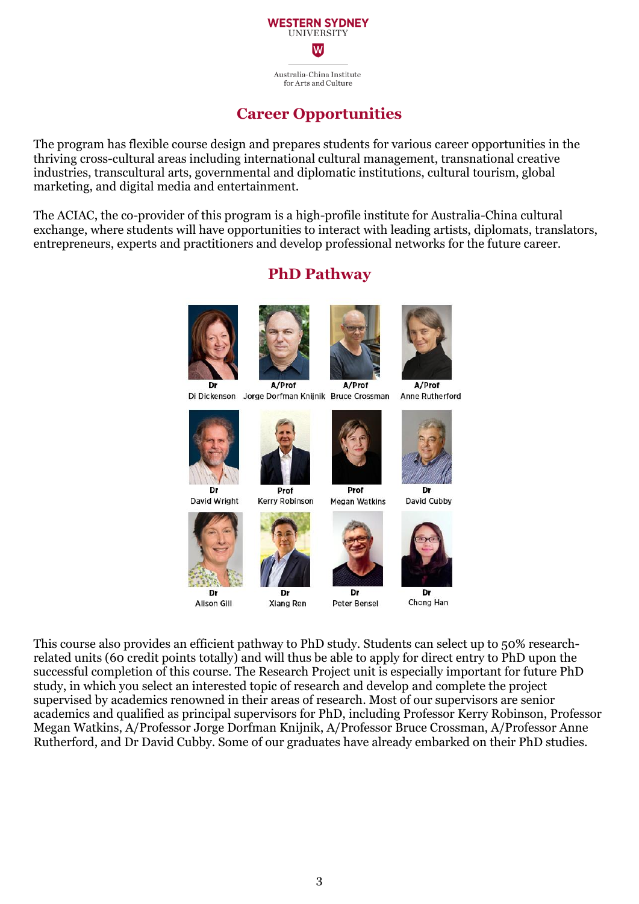WESTERN SYDNEY UNIVERSITY

Australia-China Institute for Arts and Culture

## Career Opportunities

The program has flexible course design and prepares students for various career opportunities in the thriving cross-cultural areas including international cultural management, transnational creative industries, transcultural arts, governmental and diplomatic institutions, cultural tourism, global marketing, and digital media and entertainment.

The ACIAC, the co-provider of this program is a high-profile institute for Australia-China cultural exchange, where students will have opportunities to interact with leading artists, diplomats, translators, entrepreneurs, experts and practitioners and develop professional networks for the future career.

## PhD Pathway

Dr
Di Dickenson

A/Prof
Jorge Dorfman Knijnik

A/Prof
Bruce Crossman

A/Prof
Anne Rutherford

Dr
David Wright

Prof
Kerry Robinson

Prof
Megan Watkins

Dr
David Cubby

Dr
Alison Gill

Dr
Xiang Ren

Dr
Peter Bensel

Dr
Chong Han

This course also provides an efficient pathway to PhD study. Students can select up to 50% research-related units (60 credit points totally) and will thus be able to apply for direct entry to PhD upon the successful completion of this course. The Research Project unit is especially important for future PhD study, in which you select an interested topic of research and develop and complete the project supervised by academics renowned in their areas of research. Most of our supervisors are senior academics and qualified as principal supervisors for PhD, including Professor Kerry Robinson, Professor Megan Watkins, A/Professor Jorge Dorfman Knijnik, A/Professor Bruce Crossman, A/Professor Anne Rutherford, and Dr David Cubby. Some of our graduates have already embarked on their PhD studies.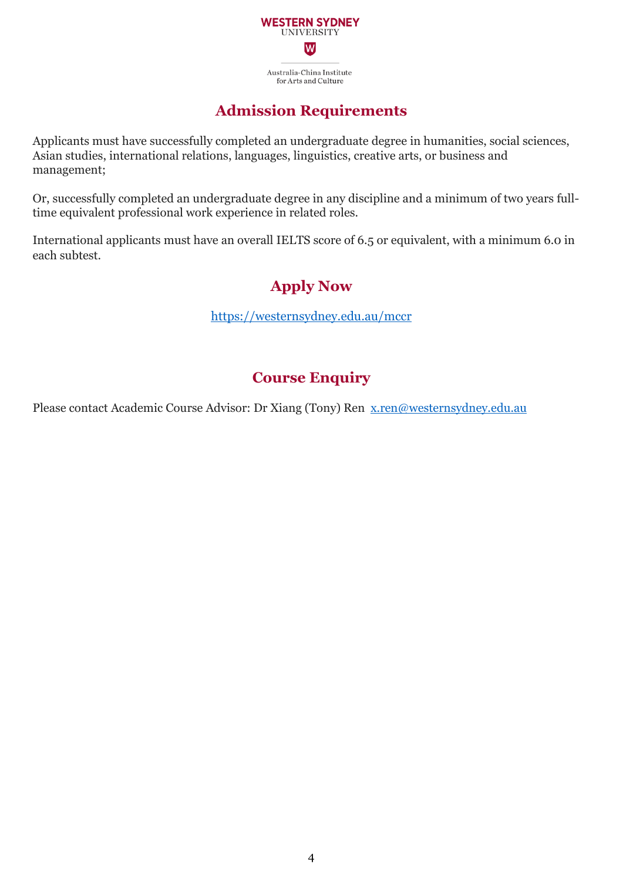## Admission Requirements

Applicants must have successfully completed an undergraduate degree in humanities, social sciences, Asian studies, international relations, languages, linguistics, creative arts, or business and management;

Or, successfully completed an undergraduate degree in any discipline and a minimum of two years full-time equivalent professional work experience in related roles.

International applicants must have an overall IELTS score of 6.5 or equivalent, with a minimum 6.0 in each subtest.

## Apply Now

https://westernsydney.edu.au/mccr

## Course Enquiry

Please contact Academic Course Advisor: Dr Xiang (Tony) Ren x.ren@westernsydney.edu.au